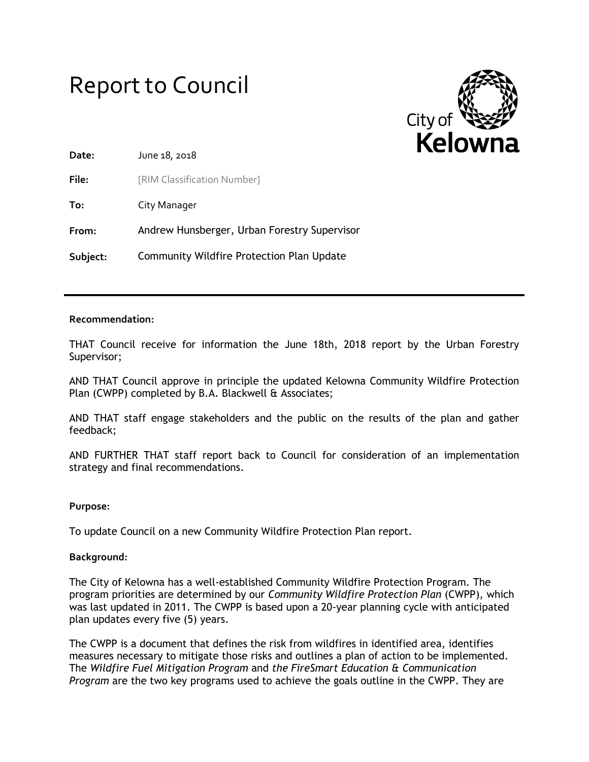# Report to Council

City of **Kelowna**

| | |
|---|---|
| **Date:** | June 18, 2018 |
| **File:** | [RIM Classification Number] |
| **To:** | City Manager |
| **From:** | Andrew Hunsberger, Urban Forestry Supervisor |
| **Subject:** | Community Wildfire Protection Plan Update |

---

**Recommendation:**

THAT Council receive for information the June 18th, 2018 report by the Urban Forestry Supervisor;

AND THAT Council approve in principle the updated Kelowna Community Wildfire Protection Plan (CWPP) completed by B.A. Blackwell & Associates;

AND THAT staff engage stakeholders and the public on the results of the plan and gather feedback;

AND FURTHER THAT staff report back to Council for consideration of an implementation strategy and final recommendations.

**Purpose:**

To update Council on a new Community Wildfire Protection Plan report.

**Background:**

The City of Kelowna has a well-established Community Wildfire Protection Program. The program priorities are determined by our *Community Wildfire Protection Plan* (CWPP), which was last updated in 2011. The CWPP is based upon a 20-year planning cycle with anticipated plan updates every five (5) years.

The CWPP is a document that defines the risk from wildfires in identified area, identifies measures necessary to mitigate those risks and outlines a plan of action to be implemented. The *Wildfire Fuel Mitigation Program* and *the FireSmart Education & Communication Program* are the two key programs used to achieve the goals outline in the CWPP. They are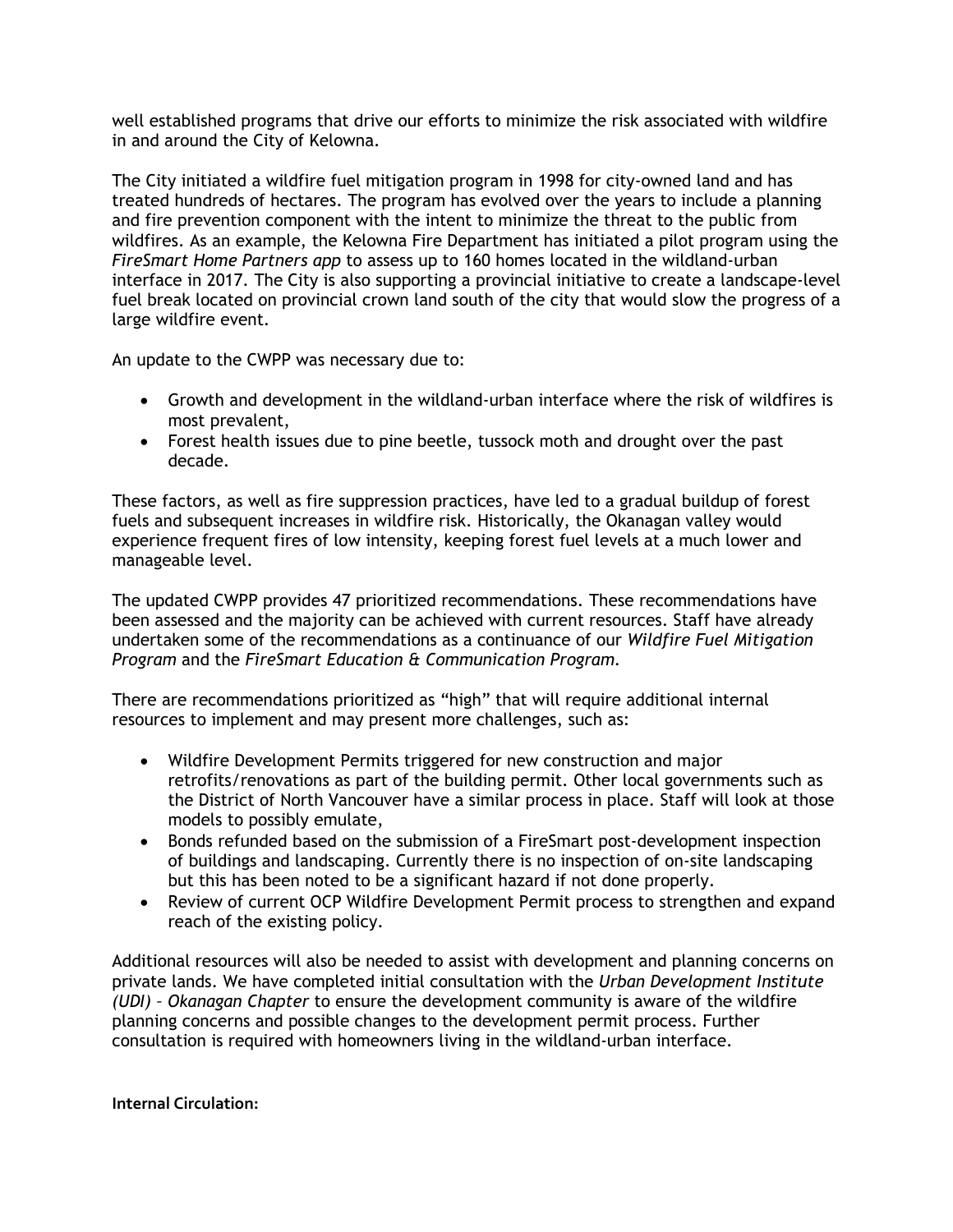well established programs that drive our efforts to minimize the risk associated with wildfire in and around the City of Kelowna.

The City initiated a wildfire fuel mitigation program in 1998 for city-owned land and has treated hundreds of hectares. The program has evolved over the years to include a planning and fire prevention component with the intent to minimize the threat to the public from wildfires. As an example, the Kelowna Fire Department has initiated a pilot program using the *FireSmart Home Partners app* to assess up to 160 homes located in the wildland-urban interface in 2017. The City is also supporting a provincial initiative to create a landscape-level fuel break located on provincial crown land south of the city that would slow the progress of a large wildfire event.

An update to the CWPP was necessary due to:

- Growth and development in the wildland-urban interface where the risk of wildfires is most prevalent,
- Forest health issues due to pine beetle, tussock moth and drought over the past decade.

These factors, as well as fire suppression practices, have led to a gradual buildup of forest fuels and subsequent increases in wildfire risk. Historically, the Okanagan valley would experience frequent fires of low intensity, keeping forest fuel levels at a much lower and manageable level.

The updated CWPP provides 47 prioritized recommendations. These recommendations have been assessed and the majority can be achieved with current resources. Staff have already undertaken some of the recommendations as a continuance of our *Wildfire Fuel Mitigation Program* and the *FireSmart Education & Communication Program.*

There are recommendations prioritized as "high" that will require additional internal resources to implement and may present more challenges, such as:

- Wildfire Development Permits triggered for new construction and major retrofits/renovations as part of the building permit. Other local governments such as the District of North Vancouver have a similar process in place. Staff will look at those models to possibly emulate,
- Bonds refunded based on the submission of a FireSmart post-development inspection of buildings and landscaping. Currently there is no inspection of on-site landscaping but this has been noted to be a significant hazard if not done properly.
- Review of current OCP Wildfire Development Permit process to strengthen and expand reach of the existing policy.

Additional resources will also be needed to assist with development and planning concerns on private lands. We have completed initial consultation with the *Urban Development Institute (UDI) – Okanagan Chapter* to ensure the development community is aware of the wildfire planning concerns and possible changes to the development permit process. Further consultation is required with homeowners living in the wildland-urban interface.

**Internal Circulation:**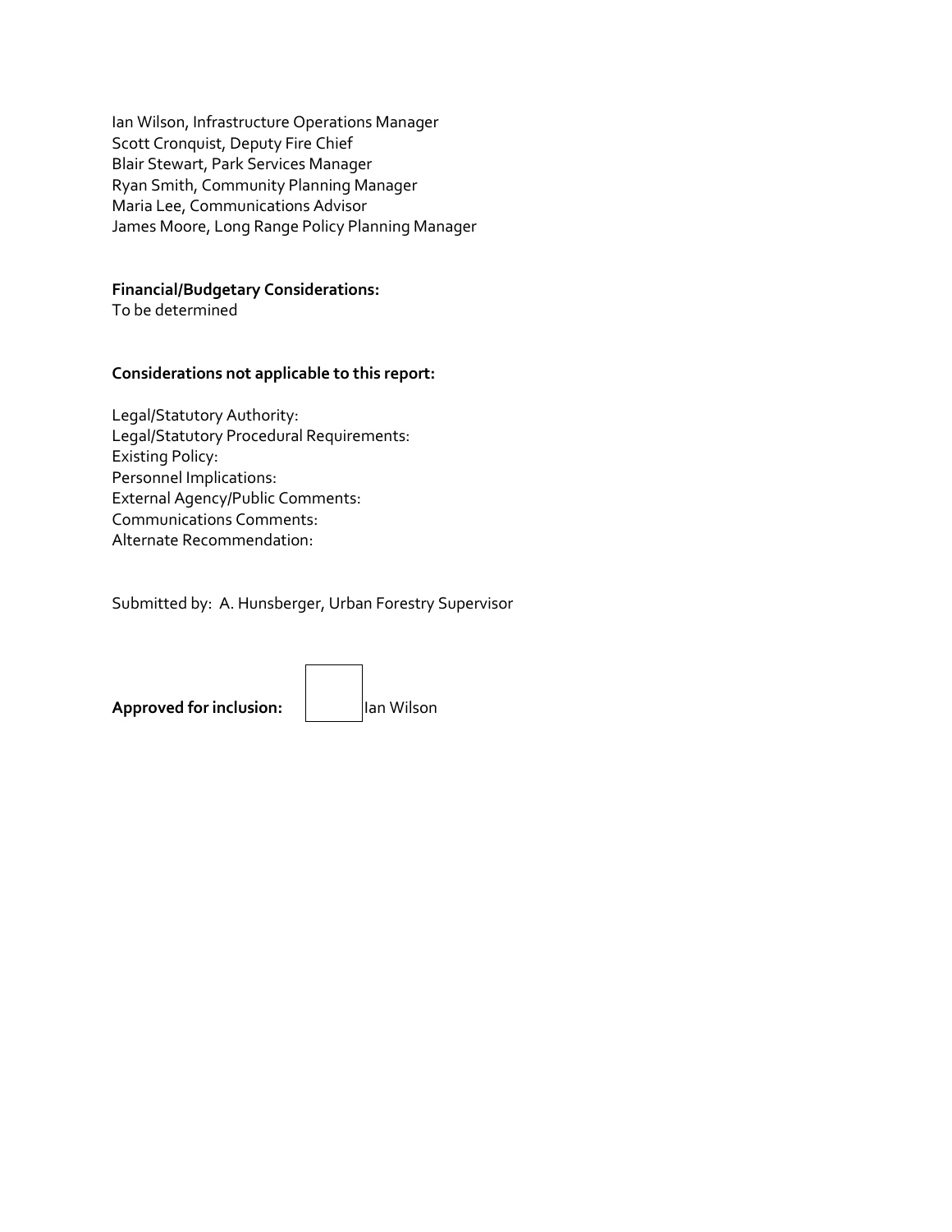Ian Wilson, Infrastructure Operations Manager
Scott Cronquist, Deputy Fire Chief
Blair Stewart, Park Services Manager
Ryan Smith, Community Planning Manager
Maria Lee, Communications Advisor
James Moore, Long Range Policy Planning Manager

**Financial/Budgetary Considerations:**
To be determined

**Considerations not applicable to this report:**

Legal/Statutory Authority:
Legal/Statutory Procedural Requirements:
Existing Policy:
Personnel Implications:
External Agency/Public Comments:
Communications Comments:
Alternate Recommendation:

Submitted by: A. Hunsberger, Urban Forestry Supervisor

**Approved for inclusion:** Ian Wilson